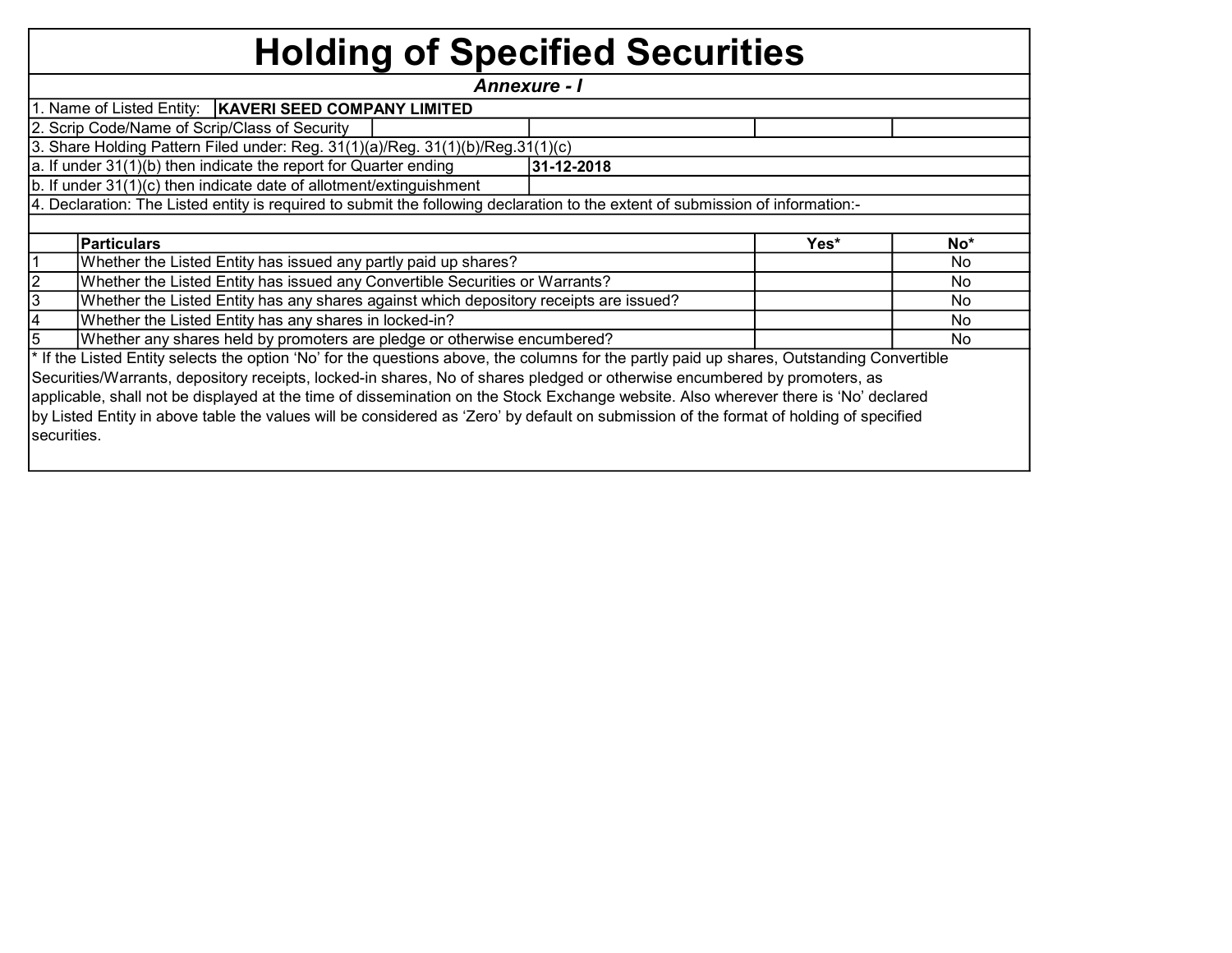# Holding of Specified Securities

***Annexure - I***

| | |
|---|---|
| 1. Name of Listed Entity: | **KAVERI SEED COMPANY LIMITED** |
| 2. Scrip Code/Name of Scrip/Class of Security | |
| 3. Share Holding Pattern Filed under: Reg. 31(1)(a)/Reg. 31(1)(b)/Reg.31(1)(c) | |
| a. If under 31(1)(b) then indicate the report for Quarter ending | **31-12-2018** |
| b. If under 31(1)(c) then indicate date of allotment/extinguishment | |

4. Declaration: The Listed entity is required to submit the following declaration to the extent of submission of information:-

| | **Particulars** | **Yes*** | **No*** |
|---|---|---|---|
| 1 | Whether the Listed Entity has issued any partly paid up shares? | | No |
| 2 | Whether the Listed Entity has issued any Convertible Securities or Warrants? | | No |
| 3 | Whether the Listed Entity has any shares against which depository receipts are issued? | | No |
| 4 | Whether the Listed Entity has any shares in locked-in? | | No |
| 5 | Whether any shares held by promoters are pledge or otherwise encumbered? | | No |

* If the Listed Entity selects the option 'No' for the questions above, the columns for the partly paid up shares, Outstanding Convertible Securities/Warrants, depository receipts, locked-in shares, No of shares pledged or otherwise encumbered by promoters, as applicable, shall not be displayed at the time of dissemination on the Stock Exchange website. Also wherever there is 'No' declared by Listed Entity in above table the values will be considered as 'Zero' by default on submission of the format of holding of specified securities.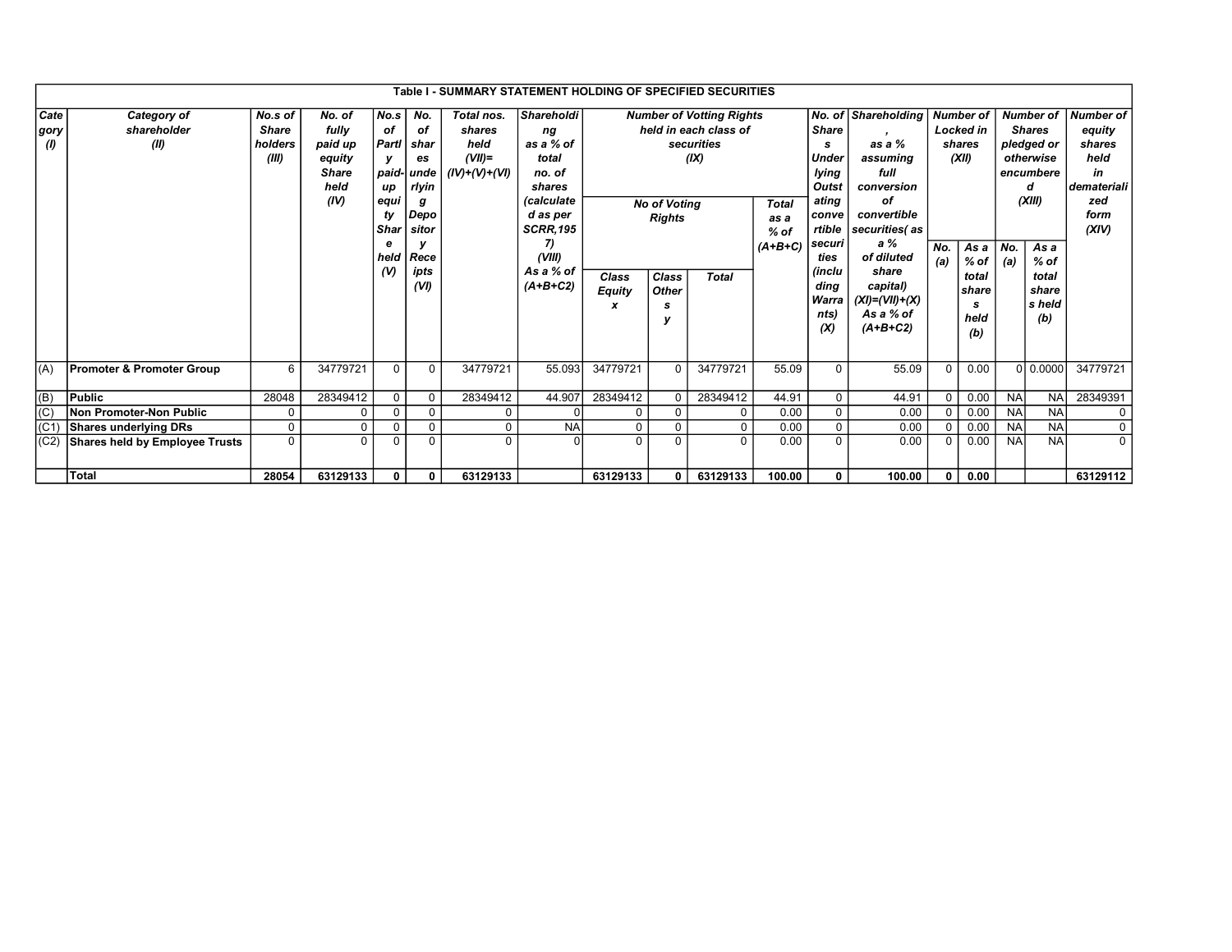| Table I - SUMMARY STATEMENT HOLDING OF SPECIFIED SECURITIES | | | | | | | | | | | | | | | | | | | |
|---|---|---|---|---|---|---|---|---|---|---|---|---|---|---|---|---|---|---|---|
| Category (I) | Category of shareholder (II) | No.s of Share holders (III) | No. of fully paid up equity Share held (IV) | No.s of Partly paid-up equity Share held (V) | No. of shares underlying Depository Receipts (VI) | Total nos. shares held (VII)= (IV)+(V)+(VI) | Shareholding as a % of total no. of shares (calculated as per SCRR,1957) (VIII) As a % of (A+B+C2) | Number of Votting Rights held in each class of securities (IX) | | | | No. of Shares Underlying Outstating convertible securities (including Warrants) (X) | Shareholding , as a % assuming full conversion of convertible securities( as a % of diluted share capital) (XI)=(VII)+(X) As a % of (A+B+C2) | Number of Locked in shares (XII) | | Number of Shares pledged or otherwise encumbered (XIII) | | Number of equity shares held in dematerialized form (XIV) |
| | | | | | | | | No of Voting Rights | | | Total as a % of (A+B+C) | | | No. (a) | As a % of total shares held (b) | No. (a) | As a % of total shares held (b) | |
| | | | | | | | | Class Equity x | Class Others y | Total | | | | | | | | |
| (A) | **Promoter & Promoter Group** | 6 | 34779721 | 0 | 0 | 34779721 | 55.093 | 34779721 | 0 | 34779721 | 55.09 | 0 | 55.09 | 0 | 0.00 | 0 | 0.0000 | 34779721 |
| (B) | **Public** | 28048 | 28349412 | 0 | 0 | 28349412 | 44.907 | 28349412 | 0 | 28349412 | 44.91 | 0 | 44.91 | 0 | 0.00 | NA | NA | 28349391 |
| (C) | **Non Promoter-Non Public** | 0 | 0 | 0 | 0 | 0 | 0 | 0 | 0 | 0 | 0.00 | 0 | 0.00 | 0 | 0.00 | NA | NA | 0 |
| (C1) | **Shares underlying DRs** | 0 | 0 | 0 | 0 | 0 | NA | 0 | 0 | 0 | 0.00 | 0 | 0.00 | 0 | 0.00 | NA | NA | 0 |
| (C2) | **Shares held by Employee Trusts** | 0 | 0 | 0 | 0 | 0 | 0 | 0 | 0 | 0 | 0.00 | 0 | 0.00 | 0 | 0.00 | NA | NA | 0 |
| | **Total** | **28054** | **63129133** | **0** | **0** | **63129133** | | **63129133** | **0** | **63129133** | **100.00** | **0** | **100.00** | **0** | **0.00** | | | **63129112** |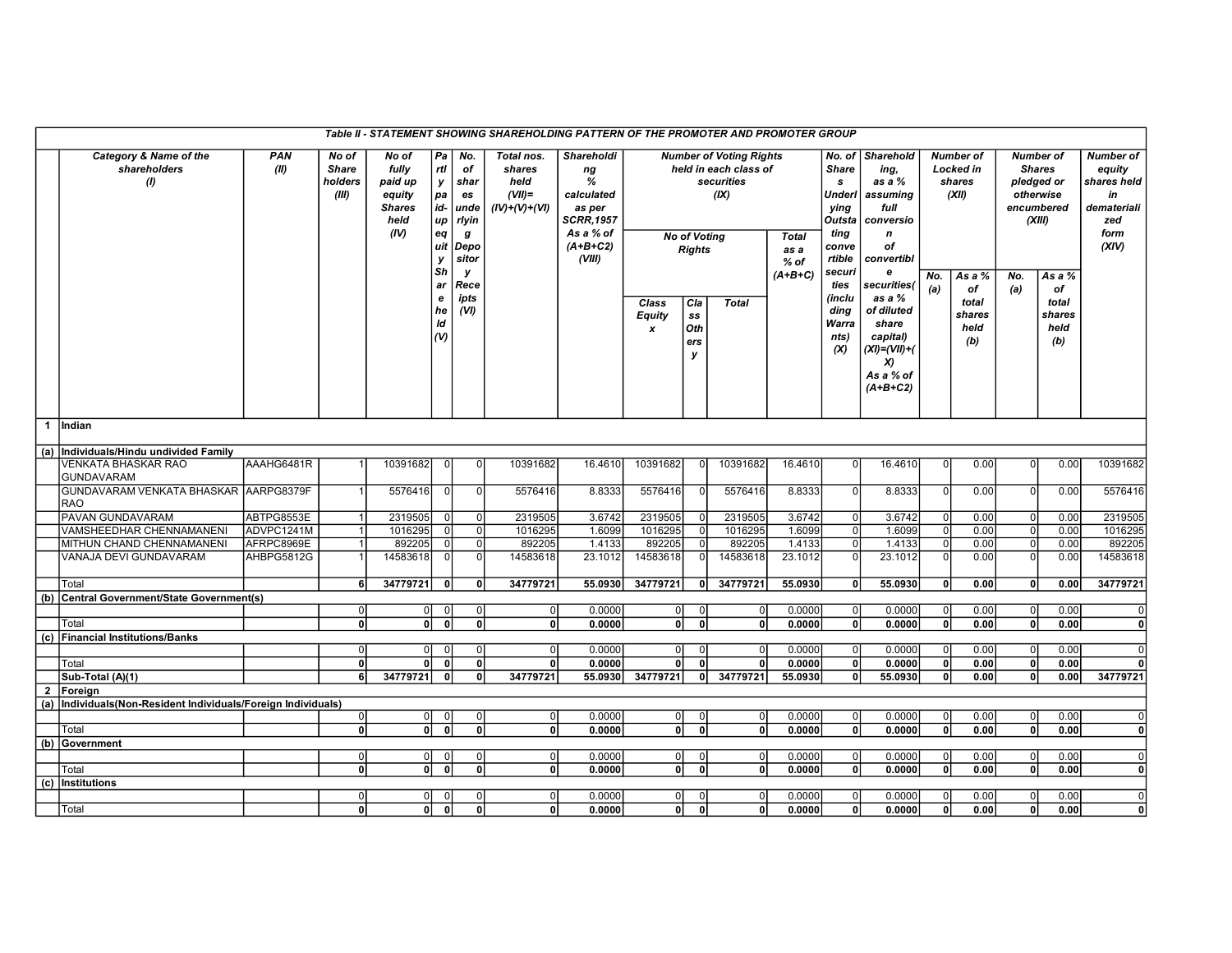**Table II - STATEMENT SHOWING SHAREHOLDING PATTERN OF THE PROMOTER AND PROMOTER GROUP**

| | Category & Name of the shareholders (I) | PAN (II) | No of Share holders (III) | No of fully paid up equity Shares held (IV) | Partly paid-up equity Share held (V) | No. of shares underlying Depository Receipts (VI) | Total nos. shares held (VII)= (IV)+(V)+(VI) | Shareholding % calculated as per SCRR,1957 As a % of (A+B+C2) (VIII) | Number of Voting Rights held in each class of securities (IX) | | | | No. of Shares Underlying Outstanding convertible securities (including Warrants) (X) | Shareholding, as a % assuming full conversion of convertible securities( as a % of diluted share capital) (XI)=(VII)+(X) As a % of (A+B+C2) | Number of Locked in shares (XII) | | Number of Shares pledged or otherwise encumbered (XIII) | | Number of equity shares held in dematerialized form (XIV) |
|---|---|---|---|---|---|---|---|---|---|---|---|---|---|---|---|---|---|---|---|
| | | | | | | | | | No of Voting Rights | | | Total as a % of (A+B+C) | | | | | | | |
| | | | | | | | | | Class Equity x | Class Others y | Total | | | | No. (a) | As a % of total shares held (b) | No. (a) | As a % of total shares held (b) | |
| 1 | Indian | | | | | | | | | | | | | | | | | | |
| (a) | Individuals/Hindu undivided Family | | | | | | | | | | | | | | | | | | |
| | VENKATA BHASKAR RAO GUNDAVARAM | AAAHG6481R | 1 | 10391682 | 0 | 0 | 10391682 | 16.4610 | 10391682 | 0 | 10391682 | 16.4610 | 0 | 16.4610 | 0 | 0.00 | 0 | 0.00 | 10391682 |
| | GUNDAVARAM VENKATA BHASKAR RAO | AARPG8379F | 1 | 5576416 | 0 | 0 | 5576416 | 8.8333 | 5576416 | 0 | 5576416 | 8.8333 | 0 | 8.8333 | 0 | 0.00 | 0 | 0.00 | 5576416 |
| | PAVAN GUNDAVARAM | ABTPG8553E | 1 | 2319505 | 0 | 0 | 2319505 | 3.6742 | 2319505 | 0 | 2319505 | 3.6742 | 0 | 3.6742 | 0 | 0.00 | 0 | 0.00 | 2319505 |
| | VAMSHEEDHAR CHENNAMANENI | ADVPC1241M | 1 | 1016295 | 0 | 0 | 1016295 | 1.6099 | 1016295 | 0 | 1016295 | 1.6099 | 0 | 1.6099 | 0 | 0.00 | 0 | 0.00 | 1016295 |
| | MITHUN CHAND CHENNAMANENI | AFRPC8969E | 1 | 892205 | 0 | 0 | 892205 | 1.4133 | 892205 | 0 | 892205 | 1.4133 | 0 | 1.4133 | 0 | 0.00 | 0 | 0.00 | 892205 |
| | VANAJA DEVI GUNDAVARAM | AHBPG5812G | 1 | 14583618 | 0 | 0 | 14583618 | 23.1012 | 14583618 | 0 | 14583618 | 23.1012 | 0 | 23.1012 | 0 | 0.00 | 0 | 0.00 | 14583618 |
| | Total | | **6** | **34779721** | **0** | **0** | **34779721** | **55.0930** | **34779721** | **0** | **34779721** | **55.0930** | **0** | **55.0930** | **0** | **0.00** | **0** | **0.00** | **34779721** |
| (b) | Central Government/State Government(s) | | | | | | | | | | | | | | | | | | |
| | | | 0 | 0 | 0 | 0 | 0 | 0.0000 | 0 | 0 | 0 | 0.0000 | 0 | 0.0000 | 0 | 0.00 | 0 | 0.00 | 0 |
| | Total | | **0** | **0** | **0** | **0** | **0** | **0.0000** | **0** | **0** | **0** | **0.0000** | **0** | **0.0000** | **0** | **0.00** | **0** | **0.00** | **0** |
| (c) | Financial Institutions/Banks | | | | | | | | | | | | | | | | | | |
| | | | 0 | 0 | 0 | 0 | 0 | 0.0000 | 0 | 0 | 0 | 0.0000 | 0 | 0.0000 | 0 | 0.00 | 0 | 0.00 | 0 |
| | Total | | **0** | **0** | **0** | **0** | **0** | **0.0000** | **0** | **0** | **0** | **0.0000** | **0** | **0.0000** | **0** | **0.00** | **0** | **0.00** | **0** |
| | **Sub-Total (A)(1)** | | **6** | **34779721** | **0** | **0** | **34779721** | **55.0930** | **34779721** | **0** | **34779721** | **55.0930** | **0** | **55.0930** | **0** | **0.00** | **0** | **0.00** | **34779721** |
| 2 | Foreign | | | | | | | | | | | | | | | | | | |
| (a) | Individuals(Non-Resident Individuals/Foreign Individuals) | | | | | | | | | | | | | | | | | | |
| | | | 0 | 0 | 0 | 0 | 0 | 0.0000 | 0 | 0 | 0 | 0.0000 | 0 | 0.0000 | 0 | 0.00 | 0 | 0.00 | 0 |
| | Total | | **0** | **0** | **0** | **0** | **0** | **0.0000** | **0** | **0** | **0** | **0.0000** | **0** | **0.0000** | **0** | **0.00** | **0** | **0.00** | **0** |
| (b) | Government | | | | | | | | | | | | | | | | | | |
| | | | 0 | 0 | 0 | 0 | 0 | 0.0000 | 0 | 0 | 0 | 0.0000 | 0 | 0.0000 | 0 | 0.00 | 0 | 0.00 | 0 |
| | Total | | **0** | **0** | **0** | **0** | **0** | **0.0000** | **0** | **0** | **0** | **0.0000** | **0** | **0.0000** | **0** | **0.00** | **0** | **0.00** | **0** |
| (c) | Institutions | | | | | | | | | | | | | | | | | | |
| | | | 0 | 0 | 0 | 0 | 0 | 0.0000 | 0 | 0 | 0 | 0.0000 | 0 | 0.0000 | 0 | 0.00 | 0 | 0.00 | 0 |
| | Total | | **0** | **0** | **0** | **0** | **0** | **0.0000** | **0** | **0** | **0** | **0.0000** | **0** | **0.0000** | **0** | **0.00** | **0** | **0.00** | **0** |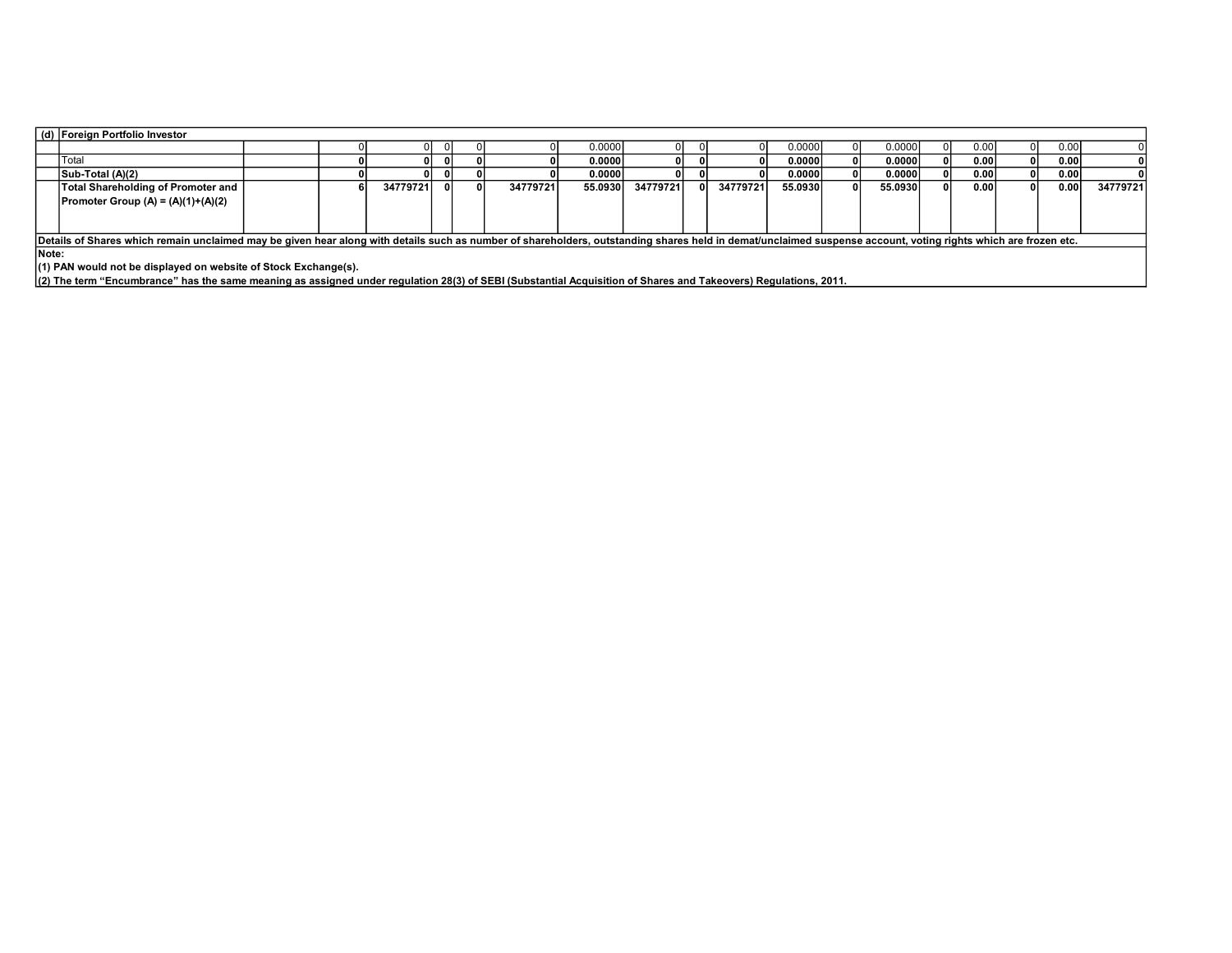| (d) | Foreign Portfolio Investor | | | | | | | | | | | | | | | | | | | |
|---|---|---|---|---|---|---|---|---|---|---|---|---|---|---|---|---|---|---|---|---|
| | | | 0 | 0 | 0 | 0 | 0 | 0.0000 | 0 | 0 | 0 | 0.0000 | 0 | 0.0000 | 0 | 0.00 | 0 | 0.00 | 0 |
| | Total | | **0** | **0** | **0** | **0** | **0** | **0.0000** | **0** | **0** | **0** | **0.0000** | **0** | **0.0000** | **0** | **0.00** | **0** | **0.00** | **0** |
| | **Sub-Total (A)(2)** | | **0** | **0** | **0** | **0** | **0** | **0.0000** | **0** | **0** | **0** | **0.0000** | **0** | **0.0000** | **0** | **0.00** | **0** | **0.00** | **0** |
| | **Total Shareholding of Promoter and Promoter Group (A) = (A)(1)+(A)(2)** | | **6** | **34779721** | **0** | **0** | **34779721** | **55.0930** | **34779721** | **0** | **34779721** | **55.0930** | **0** | **55.0930** | **0** | **0.00** | **0** | **0.00** | **34779721** |

**Details of Shares which remain unclaimed may be given hear along with details such as number of shareholders, outstanding shares held in demat/unclaimed suspense account, voting rights which are frozen etc.**

**Note:**

**(1) PAN would not be displayed on website of Stock Exchange(s).**

**(2) The term "Encumbrance" has the same meaning as assigned under regulation 28(3) of SEBI (Substantial Acquisition of Shares and Takeovers) Regulations, 2011.**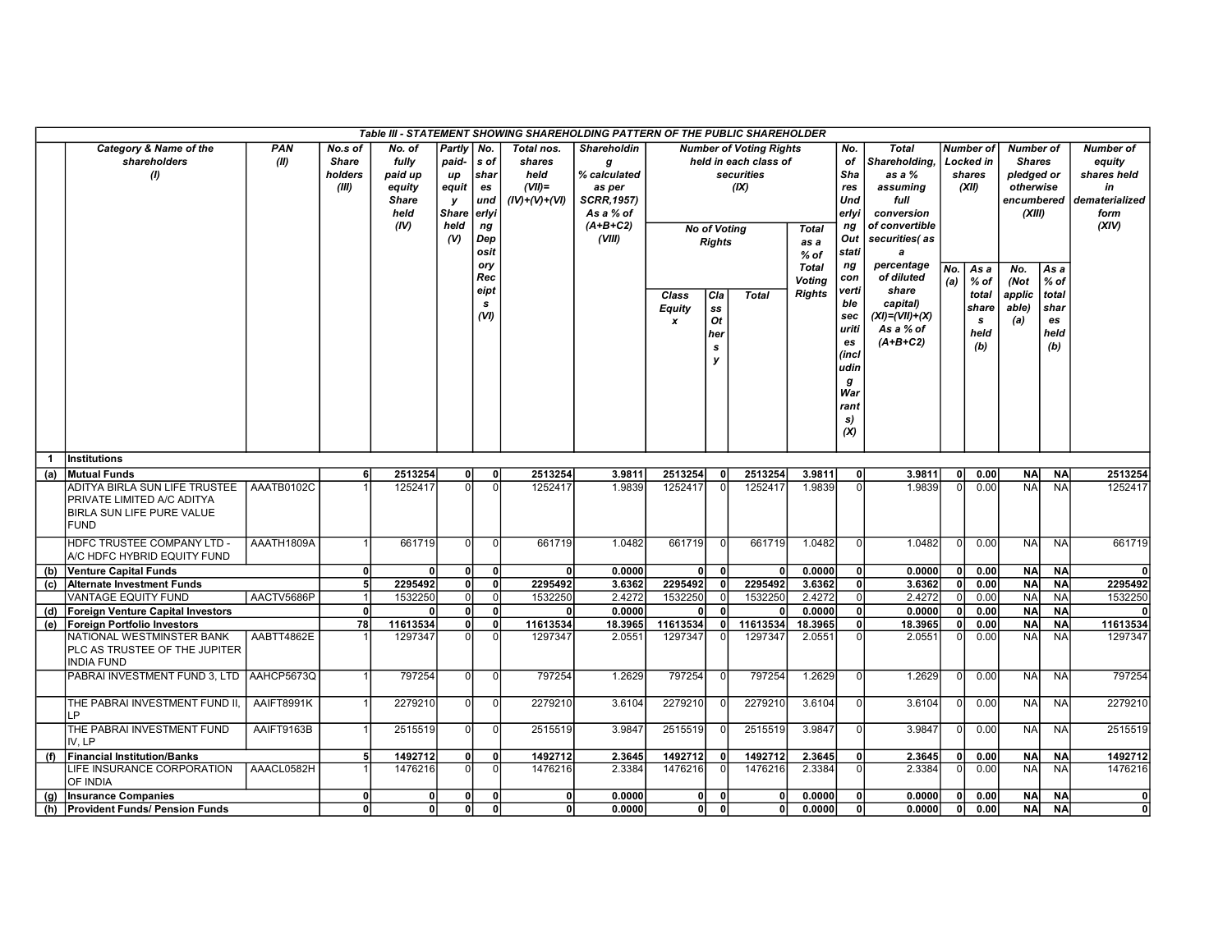| | Table III - STATEMENT SHOWING SHAREHOLDING PATTERN OF THE PUBLIC SHAREHOLDER | | | | | | | | | | | | | | | | | | | |
|---|---|---|---|---|---|---|---|---|---|---|---|---|---|---|---|---|---|---|---|---|
| | Category & Name of the shareholders (I) | PAN (II) | No.s of Share holders (III) | No. of fully paid up equity Share held (IV) | Partly paid-up equity Share held (V) | No. s of shares underlying Depository Receipts (VI) | Total nos. shares held (VII)= (IV)+(V)+(VI) | Shareholding % calculated as per SCRR,1957) As a % of (A+B+C2) (VIII) | Number of Voting Rights held in each class of securities (IX) | | | | No. of Shares Underlying Outstanding convertible securities (including Warrants) (X) | Total Shareholding, as a % assuming full conversion of convertible securities( as a percentage of diluted share capital) (XI)=(VII)+(X) As a % of (A+B+C2) | Number of Locked in shares (XII) | | Number of Shares pledged or otherwise encumbered (XIII) | | Number of equity shares held in dematerialized form (XIV) |
| | | | | | | | | | No of Voting Rights | | | Total as a % of Total Voting Rights | | | No. (a) | As a % of total shares held (b) | No. (Not applicable) (a) | As a % of total shares held (b) | |
| | | | | | | | | | Class Equity x | Class Others y | Total | | | | | | | | |
| **1** | **Institutions** | | | | | | | | | | | | | | | | | | |
| **(a)** | **Mutual Funds** | | **6** | **2513254** | **0** | **0** | **2513254** | **3.9811** | **2513254** | **0** | **2513254** | **3.9811** | **0** | **3.9811** | **0** | **0.00** | **NA** | **NA** | **2513254** |
| | ADITYA BIRLA SUN LIFE TRUSTEE PRIVATE LIMITED A/C ADITYA BIRLA SUN LIFE PURE VALUE FUND | AAATB0102C | 1 | 1252417 | 0 | 0 | 1252417 | 1.9839 | 1252417 | 0 | 1252417 | 1.9839 | 0 | 1.9839 | 0 | 0.00 | NA | NA | 1252417 |
| | HDFC TRUSTEE COMPANY LTD - A/C HDFC HYBRID EQUITY FUND | AAATH1809A | 1 | 661719 | 0 | 0 | 661719 | 1.0482 | 661719 | 0 | 661719 | 1.0482 | 0 | 1.0482 | 0 | 0.00 | NA | NA | 661719 |
| **(b)** | **Venture Capital Funds** | | **0** | **0** | **0** | **0** | **0** | **0.0000** | **0** | **0** | **0** | **0.0000** | **0** | **0.0000** | **0** | **0.00** | **NA** | **NA** | **0** |
| **(c)** | **Alternate Investment Funds** | | **5** | **2295492** | **0** | **0** | **2295492** | **3.6362** | **2295492** | **0** | **2295492** | **3.6362** | **0** | **3.6362** | **0** | **0.00** | **NA** | **NA** | **2295492** |
| | VANTAGE EQUITY FUND | AACTV5686P | 1 | 1532250 | 0 | 0 | 1532250 | 2.4272 | 1532250 | 0 | 1532250 | 2.4272 | 0 | 2.4272 | 0 | 0.00 | NA | NA | 1532250 |
| **(d)** | **Foreign Venture Capital Investors** | | **0** | **0** | **0** | **0** | **0** | **0.0000** | **0** | **0** | **0** | **0.0000** | **0** | **0.0000** | **0** | **0.00** | **NA** | **NA** | **0** |
| **(e)** | **Foreign Portfolio Investors** | | **78** | **11613534** | **0** | **0** | **11613534** | **18.3965** | **11613534** | **0** | **11613534** | **18.3965** | **0** | **18.3965** | **0** | **0.00** | **NA** | **NA** | **11613534** |
| | NATIONAL WESTMINSTER BANK PLC AS TRUSTEE OF THE JUPITER INDIA FUND | AABTT4862E | 1 | 1297347 | 0 | 0 | 1297347 | 2.0551 | 1297347 | 0 | 1297347 | 2.0551 | 0 | 2.0551 | 0 | 0.00 | NA | NA | 1297347 |
| | PABRAI INVESTMENT FUND 3, LTD | AAHCP5673Q | 1 | 797254 | 0 | 0 | 797254 | 1.2629 | 797254 | 0 | 797254 | 1.2629 | 0 | 1.2629 | 0 | 0.00 | NA | NA | 797254 |
| | THE PABRAI INVESTMENT FUND II, LP | AAIFT8991K | 1 | 2279210 | 0 | 0 | 2279210 | 3.6104 | 2279210 | 0 | 2279210 | 3.6104 | 0 | 3.6104 | 0 | 0.00 | NA | NA | 2279210 |
| | THE PABRAI INVESTMENT FUND IV, LP | AAIFT9163B | 1 | 2515519 | 0 | 0 | 2515519 | 3.9847 | 2515519 | 0 | 2515519 | 3.9847 | 0 | 3.9847 | 0 | 0.00 | NA | NA | 2515519 |
| **(f)** | **Financial Institution/Banks** | | **5** | **1492712** | **0** | **0** | **1492712** | **2.3645** | **1492712** | **0** | **1492712** | **2.3645** | **0** | **2.3645** | **0** | **0.00** | **NA** | **NA** | **1492712** |
| | LIFE INSURANCE CORPORATION OF INDIA | AAACL0582H | 1 | 1476216 | 0 | 0 | 1476216 | 2.3384 | 1476216 | 0 | 1476216 | 2.3384 | 0 | 2.3384 | 0 | 0.00 | NA | NA | 1476216 |
| **(g)** | **Insurance Companies** | | **0** | **0** | **0** | **0** | **0** | **0.0000** | **0** | **0** | **0** | **0.0000** | **0** | **0.0000** | **0** | **0.00** | **NA** | **NA** | **0** |
| **(h)** | **Provident Funds/ Pension Funds** | | **0** | **0** | **0** | **0** | **0** | **0.0000** | **0** | **0** | **0** | **0.0000** | **0** | **0.0000** | **0** | **0.00** | **NA** | **NA** | **0** |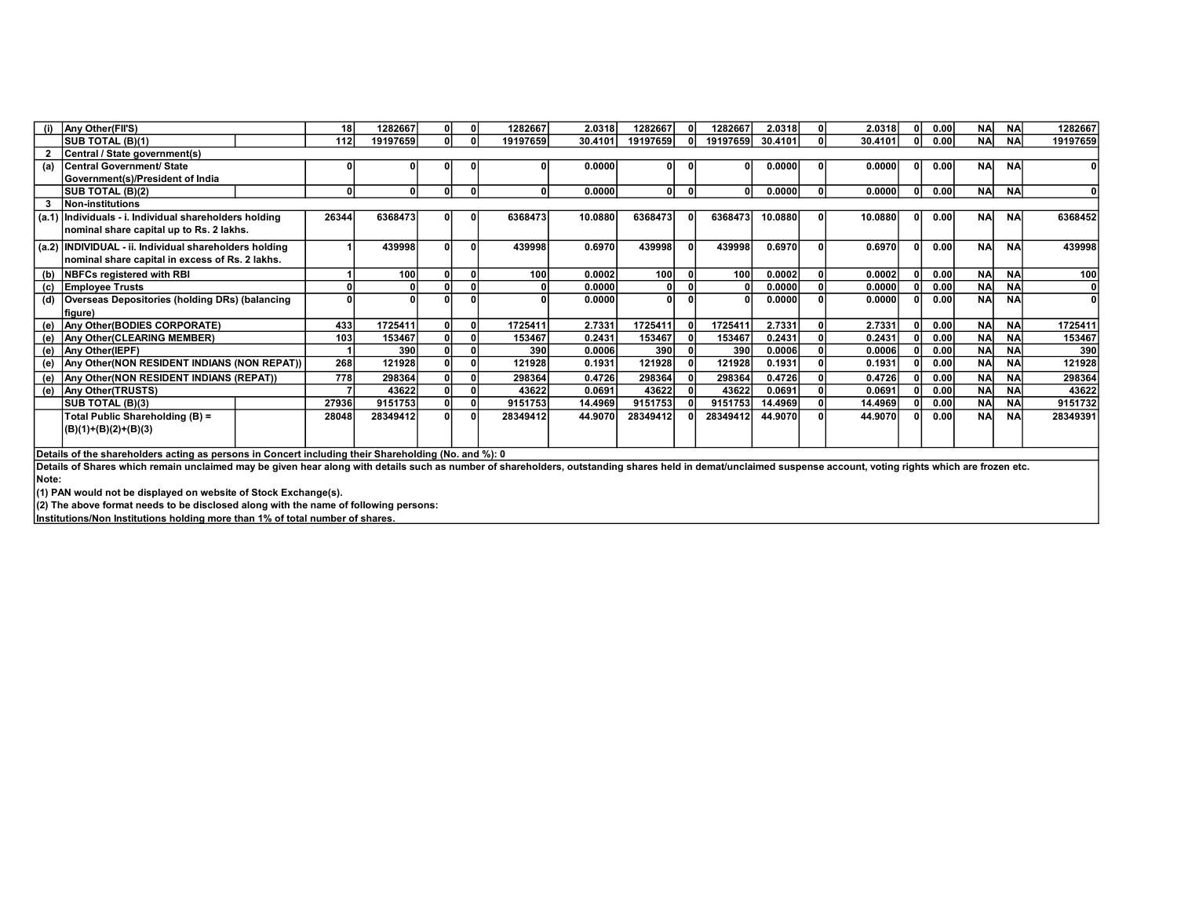| (i) | Any Other(FII'S) | | 18 | 1282667 | 0 | 0 | 1282667 | 2.0318 | 1282667 | 0 | 1282667 | 2.0318 | 0 | 2.0318 | 0 | 0.00 | NA | NA | 1282667 |
|---|---|---|---|---|---|---|---|---|---|---|---|---|---|---|---|---|---|---|---|
| | SUB TOTAL (B)(1) | | 112 | 19197659 | 0 | 0 | 19197659 | 30.4101 | 19197659 | 0 | 19197659 | 30.4101 | 0 | 30.4101 | 0 | 0.00 | NA | NA | 19197659 |
| 2 | Central / State government(s) | | | | | | | | | | | | | | | | | | |
| (a) | Central Government/ State Government(s)/President of India | | 0 | 0 | 0 | 0 | 0 | 0.0000 | 0 | 0 | 0 | 0.0000 | 0 | 0.0000 | 0 | 0.00 | NA | NA | 0 |
| | SUB TOTAL (B)(2) | | 0 | 0 | 0 | 0 | 0 | 0.0000 | 0 | 0 | 0 | 0.0000 | 0 | 0.0000 | 0 | 0.00 | NA | NA | 0 |
| 3 | Non-institutions | | | | | | | | | | | | | | | | | | |
| (a.1) | Individuals - i. Individual shareholders holding nominal share capital up to Rs. 2 lakhs. | | 26344 | 6368473 | 0 | 0 | 6368473 | 10.0880 | 6368473 | 0 | 6368473 | 10.0880 | 0 | 10.0880 | 0 | 0.00 | NA | NA | 6368452 |
| (a.2) | INDIVIDUAL - ii. Individual shareholders holding nominal share capital in excess of Rs. 2 lakhs. | | 1 | 439998 | 0 | 0 | 439998 | 0.6970 | 439998 | 0 | 439998 | 0.6970 | 0 | 0.6970 | 0 | 0.00 | NA | NA | 439998 |
| (b) | NBFCs registered with RBI | | 1 | 100 | 0 | 0 | 100 | 0.0002 | 100 | 0 | 100 | 0.0002 | 0 | 0.0002 | 0 | 0.00 | NA | NA | 100 |
| (c) | Employee Trusts | | 0 | 0 | 0 | 0 | 0 | 0.0000 | 0 | 0 | 0 | 0.0000 | 0 | 0.0000 | 0 | 0.00 | NA | NA | 0 |
| (d) | Overseas Depositories (holding DRs) (balancing figure) | | 0 | 0 | 0 | 0 | 0 | 0.0000 | 0 | 0 | 0 | 0.0000 | 0 | 0.0000 | 0 | 0.00 | NA | NA | 0 |
| (e) | Any Other(BODIES CORPORATE) | | 433 | 1725411 | 0 | 0 | 1725411 | 2.7331 | 1725411 | 0 | 1725411 | 2.7331 | 0 | 2.7331 | 0 | 0.00 | NA | NA | 1725411 |
| (e) | Any Other(CLEARING MEMBER) | | 103 | 153467 | 0 | 0 | 153467 | 0.2431 | 153467 | 0 | 153467 | 0.2431 | 0 | 0.2431 | 0 | 0.00 | NA | NA | 153467 |
| (e) | Any Other(IEPF) | | 1 | 390 | 0 | 0 | 390 | 0.0006 | 390 | 0 | 390 | 0.0006 | 0 | 0.0006 | 0 | 0.00 | NA | NA | 390 |
| (e) | Any Other(NON RESIDENT INDIANS (NON REPAT)) | | 268 | 121928 | 0 | 0 | 121928 | 0.1931 | 121928 | 0 | 121928 | 0.1931 | 0 | 0.1931 | 0 | 0.00 | NA | NA | 121928 |
| (e) | Any Other(NON RESIDENT INDIANS (REPAT)) | | 778 | 298364 | 0 | 0 | 298364 | 0.4726 | 298364 | 0 | 298364 | 0.4726 | 0 | 0.4726 | 0 | 0.00 | NA | NA | 298364 |
| (e) | Any Other(TRUSTS) | | 7 | 43622 | 0 | 0 | 43622 | 0.0691 | 43622 | 0 | 43622 | 0.0691 | 0 | 0.0691 | 0 | 0.00 | NA | NA | 43622 |
| | SUB TOTAL (B)(3) | | 27936 | 9151753 | 0 | 0 | 9151753 | 14.4969 | 9151753 | 0 | 9151753 | 14.4969 | 0 | 14.4969 | 0 | 0.00 | NA | NA | 9151732 |
| | Total Public Shareholding (B) = (B)(1)+(B)(2)+(B)(3) | | 28048 | 28349412 | 0 | 0 | 28349412 | 44.9070 | 28349412 | 0 | 28349412 | 44.9070 | 0 | 44.9070 | 0 | 0.00 | NA | NA | 28349391 |

Details of the shareholders acting as persons in Concert including their Shareholding (No. and %): 0

Details of Shares which remain unclaimed may be given hear along with details such as number of shareholders, outstanding shares held in demat/unclaimed suspense account, voting rights which are frozen etc.

Note:

(1) PAN would not be displayed on website of Stock Exchange(s).

(2) The above format needs to be disclosed along with the name of following persons:

Institutions/Non Institutions holding more than 1% of total number of shares.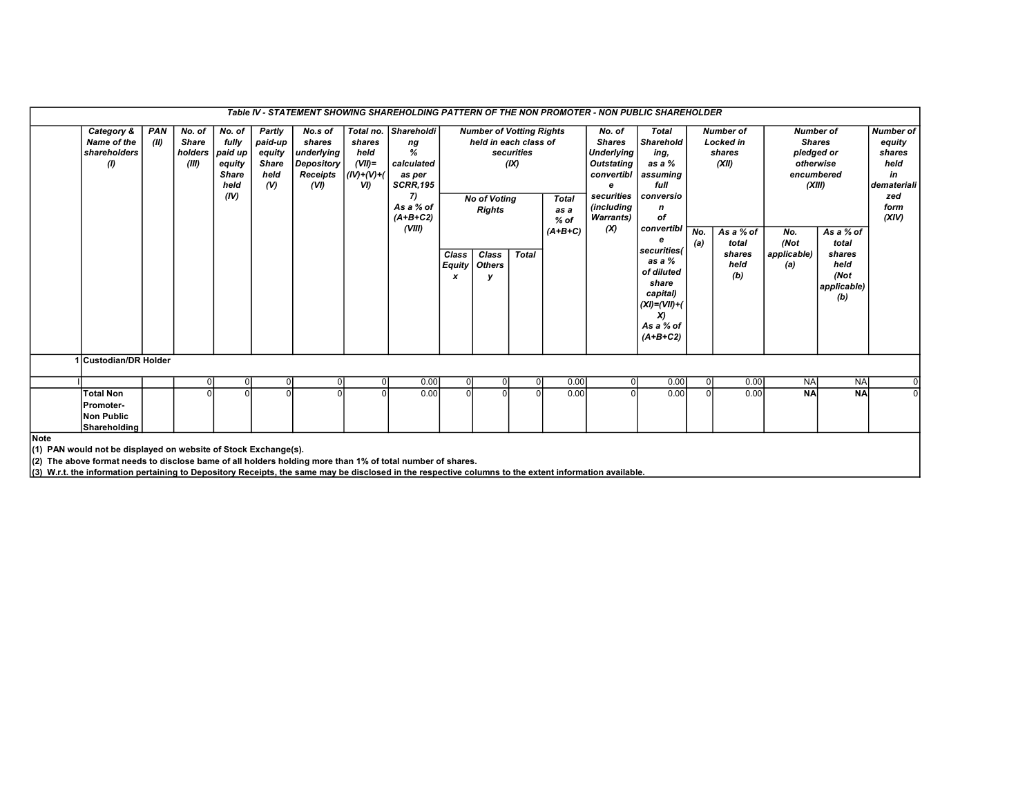| | Table IV - STATEMENT SHOWING SHAREHOLDING PATTERN OF THE NON PROMOTER - NON PUBLIC SHAREHOLDER | | | | | | | | | | | | | | | | | | | |
|---|---|---|---|---|---|---|---|---|---|---|---|---|---|---|---|---|---|---|---|---|
| | Category & Name of the shareholders (I) | PAN (II) | No. of Share holders (III) | No. of fully paid up equity Share held (IV) | Partly paid-up equity Share held (V) | No.s of shares underlying Depository Receipts (VI) | Total no. shares held (VII)= (IV)+(V)+(VI) | Shareholding % calculated as per SCRR,1957) As a % of (A+B+C2) (VIII) | Number of Votting Rights held in each class of securities (IX) | | | | No. of Shares Underlying Outstating convertible securities (including Warrants) (X) | Total Shareholding, as a % assuming full conversion of convertible securities( as a % of diluted share capital) (XI)=(VII)+(X) As a % of (A+B+C2) | Number of Locked in shares (XII) | | Number of Shares pledged or otherwise encumbered (XIII) | | Number of equity shares held in dematerialized form (XIV) |
| | | | | | | | | | No of Voting Rights | | | Total as a % of (A+B+C) | | | | | | | |
| | | | | | | | | | Class Equity x | Class Others y | Total | | | | No. (a) | As a % of total shares held (b) | No. (Not applicable) (a) | As a % of total shares held (Not applicable) (b) | |
| 1 | Custodian/DR Holder | | | | | | | | | | | | | | | | | | |
| | | | 0 | 0 | 0 | 0 | 0 | 0.00 | 0 | 0 | 0 | 0.00 | 0 | 0.00 | 0 | 0.00 | NA | NA | 0 |
| | **Total Non Promoter- Non Public Shareholding** | | 0 | 0 | 0 | 0 | 0 | 0.00 | 0 | 0 | 0 | 0.00 | 0 | 0.00 | 0 | 0.00 | **NA** | **NA** | 0 |

**Note**

**(1) PAN would not be displayed on website of Stock Exchange(s).**

**(2) The above format needs to disclose bame of all holders holding more than 1% of total number of shares.**

**(3) W.r.t. the information pertaining to Depository Receipts, the same may be disclosed in the respective columns to the extent information available.**